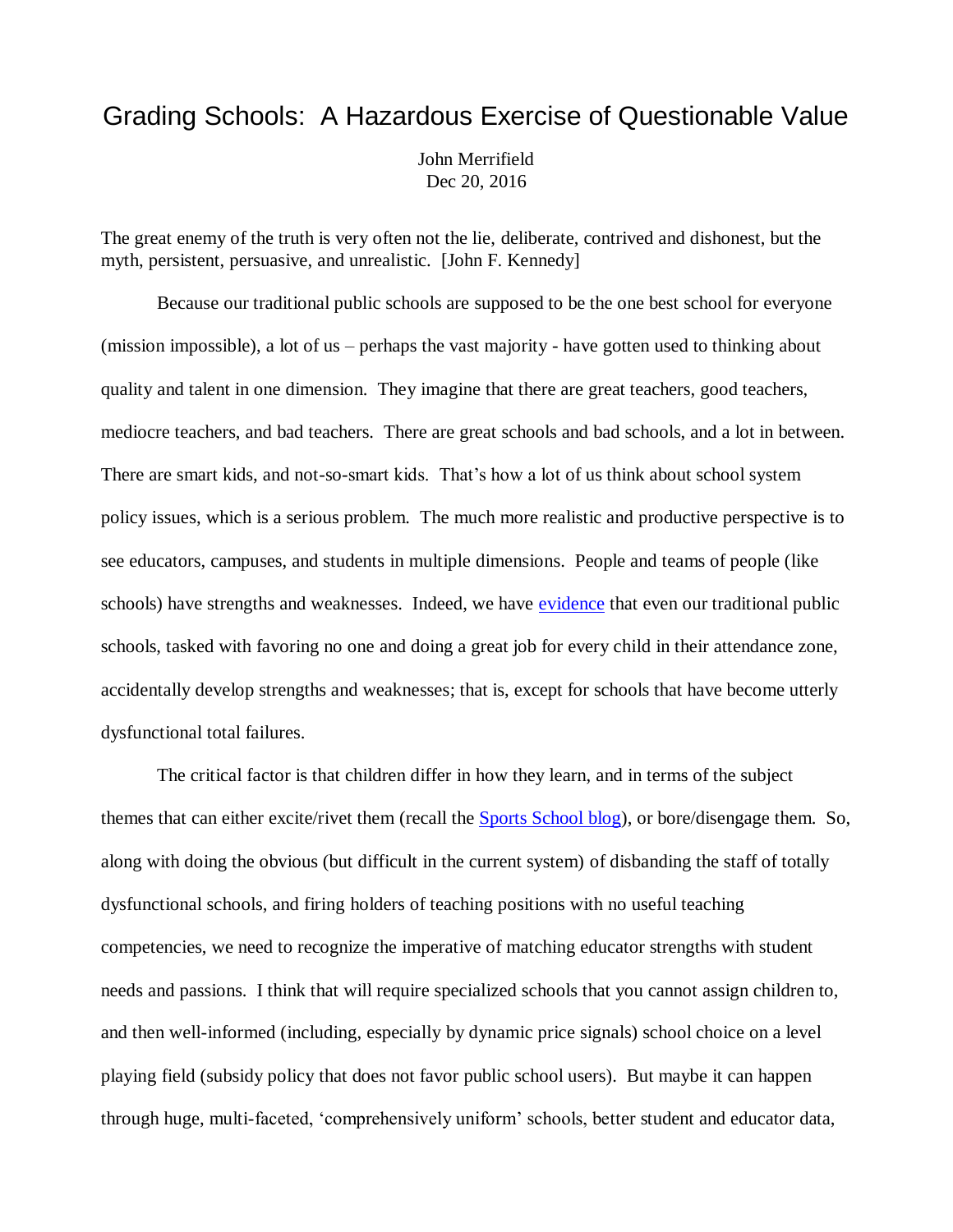# Grading Schools: A Hazardous Exercise of Questionable Value

John Merrifield
Dec 20, 2016

The great enemy of the truth is very often not the lie, deliberate, contrived and dishonest, but the myth, persistent, persuasive, and unrealistic. [John F. Kennedy]

Because our traditional public schools are supposed to be the one best school for everyone (mission impossible), a lot of us – perhaps the vast majority - have gotten used to thinking about quality and talent in one dimension. They imagine that there are great teachers, good teachers, mediocre teachers, and bad teachers. There are great schools and bad schools, and a lot in between. There are smart kids, and not-so-smart kids. That's how a lot of us think about school system policy issues, which is a serious problem. The much more realistic and productive perspective is to see educators, campuses, and students in multiple dimensions. People and teams of people (like schools) have strengths and weaknesses. Indeed, we have evidence that even our traditional public schools, tasked with favoring no one and doing a great job for every child in their attendance zone, accidentally develop strengths and weaknesses; that is, except for schools that have become utterly dysfunctional total failures.

The critical factor is that children differ in how they learn, and in terms of the subject themes that can either excite/rivet them (recall the Sports School blog), or bore/disengage them. So, along with doing the obvious (but difficult in the current system) of disbanding the staff of totally dysfunctional schools, and firing holders of teaching positions with no useful teaching competencies, we need to recognize the imperative of matching educator strengths with student needs and passions. I think that will require specialized schools that you cannot assign children to, and then well-informed (including, especially by dynamic price signals) school choice on a level playing field (subsidy policy that does not favor public school users). But maybe it can happen through huge, multi-faceted, 'comprehensively uniform' schools, better student and educator data,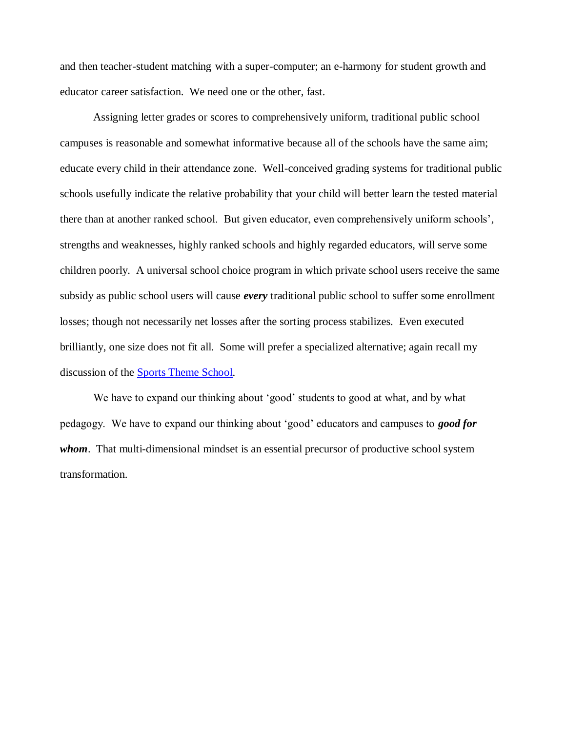and then teacher-student matching with a super-computer; an e-harmony for student growth and educator career satisfaction.  We need one or the other, fast.

Assigning letter grades or scores to comprehensively uniform, traditional public school campuses is reasonable and somewhat informative because all of the schools have the same aim; educate every child in their attendance zone.  Well-conceived grading systems for traditional public schools usefully indicate the relative probability that your child will better learn the tested material there than at another ranked school.  But given educator, even comprehensively uniform schools', strengths and weaknesses, highly ranked schools and highly regarded educators, will serve some children poorly.  A universal school choice program in which private school users receive the same subsidy as public school users will cause ***every*** traditional public school to suffer some enrollment losses; though not necessarily net losses after the sorting process stabilizes.  Even executed brilliantly, one size does not fit all.  Some will prefer a specialized alternative; again recall my discussion of the Sports Theme School.

We have to expand our thinking about 'good' students to good at what, and by what pedagogy.  We have to expand our thinking about 'good' educators and campuses to ***good for whom***.  That multi-dimensional mindset is an essential precursor of productive school system transformation.